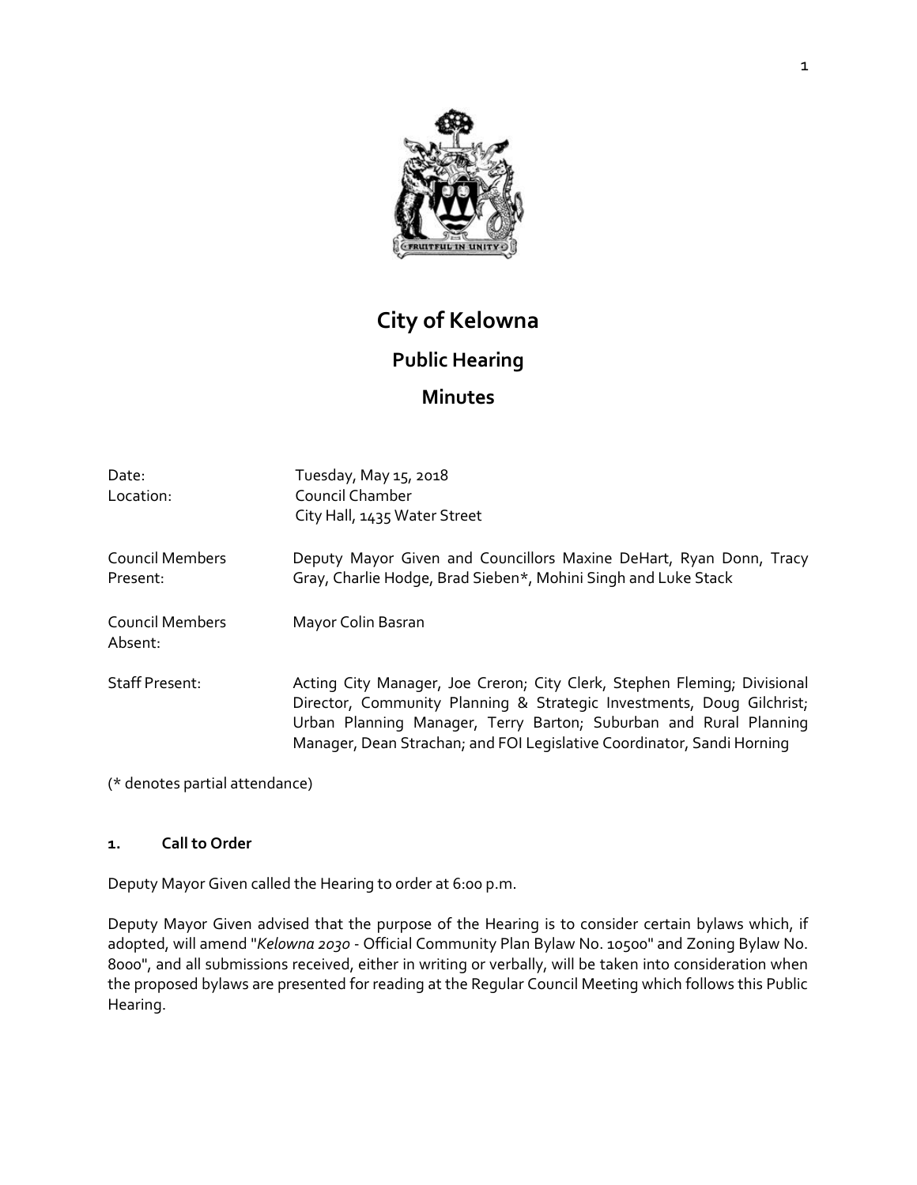# City of Kelowna

## Public Hearing

## Minutes

| | |
|---|---|
| Date: | Tuesday, May 15, 2018 |
| Location: | Council Chamber<br>City Hall, 1435 Water Street |
| Council Members Present: | Deputy Mayor Given and Councillors Maxine DeHart, Ryan Donn, Tracy Gray, Charlie Hodge, Brad Sieben*, Mohini Singh and Luke Stack |
| Council Members Absent: | Mayor Colin Basran |
| Staff Present: | Acting City Manager, Joe Creron; City Clerk, Stephen Fleming; Divisional Director, Community Planning & Strategic Investments, Doug Gilchrist; Urban Planning Manager, Terry Barton; Suburban and Rural Planning Manager, Dean Strachan; and FOI Legislative Coordinator, Sandi Horning |

(* denotes partial attendance)

### 1. Call to Order

Deputy Mayor Given called the Hearing to order at 6:00 p.m.

Deputy Mayor Given advised that the purpose of the Hearing is to consider certain bylaws which, if adopted, will amend "*Kelowna 2030* - Official Community Plan Bylaw No. 10500" and Zoning Bylaw No. 8000", and all submissions received, either in writing or verbally, will be taken into consideration when the proposed bylaws are presented for reading at the Regular Council Meeting which follows this Public Hearing.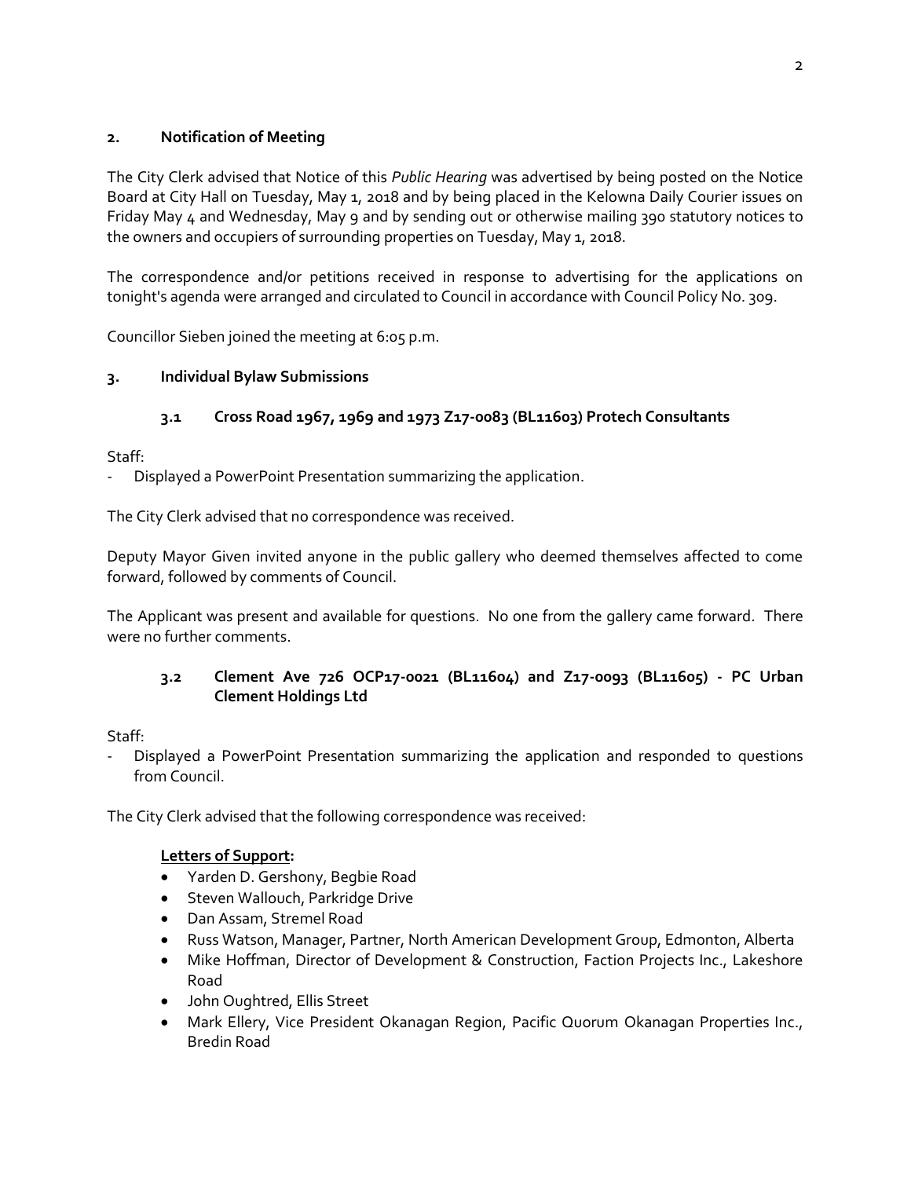## 2. Notification of Meeting

The City Clerk advised that Notice of this *Public Hearing* was advertised by being posted on the Notice Board at City Hall on Tuesday, May 1, 2018 and by being placed in the Kelowna Daily Courier issues on Friday May 4 and Wednesday, May 9 and by sending out or otherwise mailing 390 statutory notices to the owners and occupiers of surrounding properties on Tuesday, May 1, 2018.

The correspondence and/or petitions received in response to advertising for the applications on tonight's agenda were arranged and circulated to Council in accordance with Council Policy No. 309.

Councillor Sieben joined the meeting at 6:05 p.m.

## 3. Individual Bylaw Submissions

### 3.1 Cross Road 1967, 1969 and 1973 Z17-0083 (BL11603) Protech Consultants

Staff:
- Displayed a PowerPoint Presentation summarizing the application.

The City Clerk advised that no correspondence was received.

Deputy Mayor Given invited anyone in the public gallery who deemed themselves affected to come forward, followed by comments of Council.

The Applicant was present and available for questions. No one from the gallery came forward. There were no further comments.

### 3.2 Clement Ave 726 OCP17-0021 (BL11604) and Z17-0093 (BL11605) - PC Urban Clement Holdings Ltd

Staff:
- Displayed a PowerPoint Presentation summarizing the application and responded to questions from Council.

The City Clerk advised that the following correspondence was received:

**Letters of Support:**
- Yarden D. Gershony, Begbie Road
- Steven Wallouch, Parkridge Drive
- Dan Assam, Stremel Road
- Russ Watson, Manager, Partner, North American Development Group, Edmonton, Alberta
- Mike Hoffman, Director of Development & Construction, Faction Projects Inc., Lakeshore Road
- John Oughtred, Ellis Street
- Mark Ellery, Vice President Okanagan Region, Pacific Quorum Okanagan Properties Inc., Bredin Road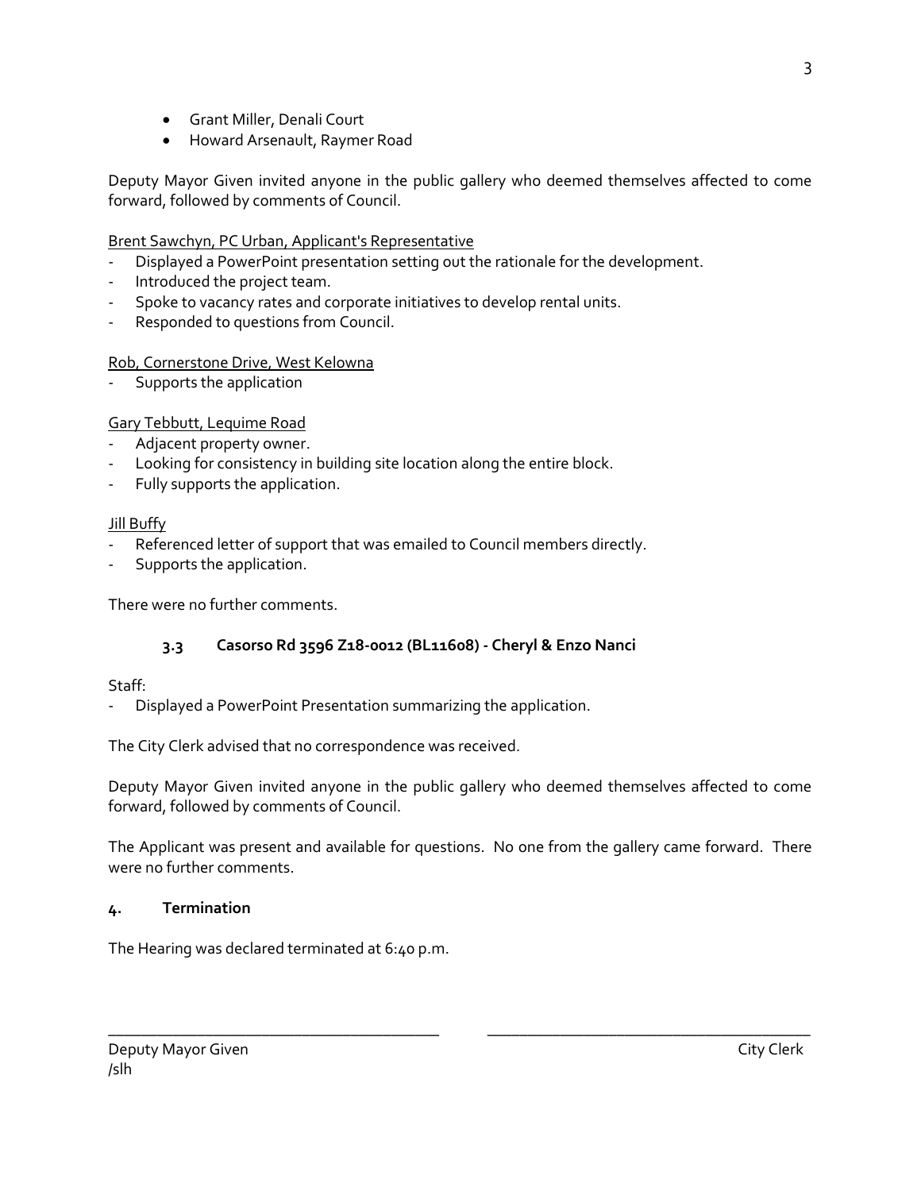- Grant Miller, Denali Court
- Howard Arsenault, Raymer Road

Deputy Mayor Given invited anyone in the public gallery who deemed themselves affected to come forward, followed by comments of Council.

Brent Sawchyn, PC Urban, Applicant's Representative

- Displayed a PowerPoint presentation setting out the rationale for the development.
- Introduced the project team.
- Spoke to vacancy rates and corporate initiatives to develop rental units.
- Responded to questions from Council.

Rob, Cornerstone Drive, West Kelowna

- Supports the application

Gary Tebbutt, Lequime Road

- Adjacent property owner.
- Looking for consistency in building site location along the entire block.
- Fully supports the application.

Jill Buffy

- Referenced letter of support that was emailed to Council members directly.
- Supports the application.

There were no further comments.

### 3.3 Casorso Rd 3596 Z18-0012 (BL11608) - Cheryl & Enzo Nanci

Staff:

- Displayed a PowerPoint Presentation summarizing the application.

The City Clerk advised that no correspondence was received.

Deputy Mayor Given invited anyone in the public gallery who deemed themselves affected to come forward, followed by comments of Council.

The Applicant was present and available for questions. No one from the gallery came forward. There were no further comments.

## 4. Termination

The Hearing was declared terminated at 6:40 p.m.

\_\_\_\_\_\_\_\_\_\_\_\_\_\_\_\_\_\_\_\_\_\_\_\_\_\_\_\_\_\_\_\_\_\_\_\_\_\_\_\_ \_\_\_\_\_\_\_\_\_\_\_\_\_\_\_\_\_\_\_\_\_\_\_\_\_\_\_\_\_\_\_\_\_\_\_\_\_\_\_\_

Deputy Mayor Given City Clerk

/slh